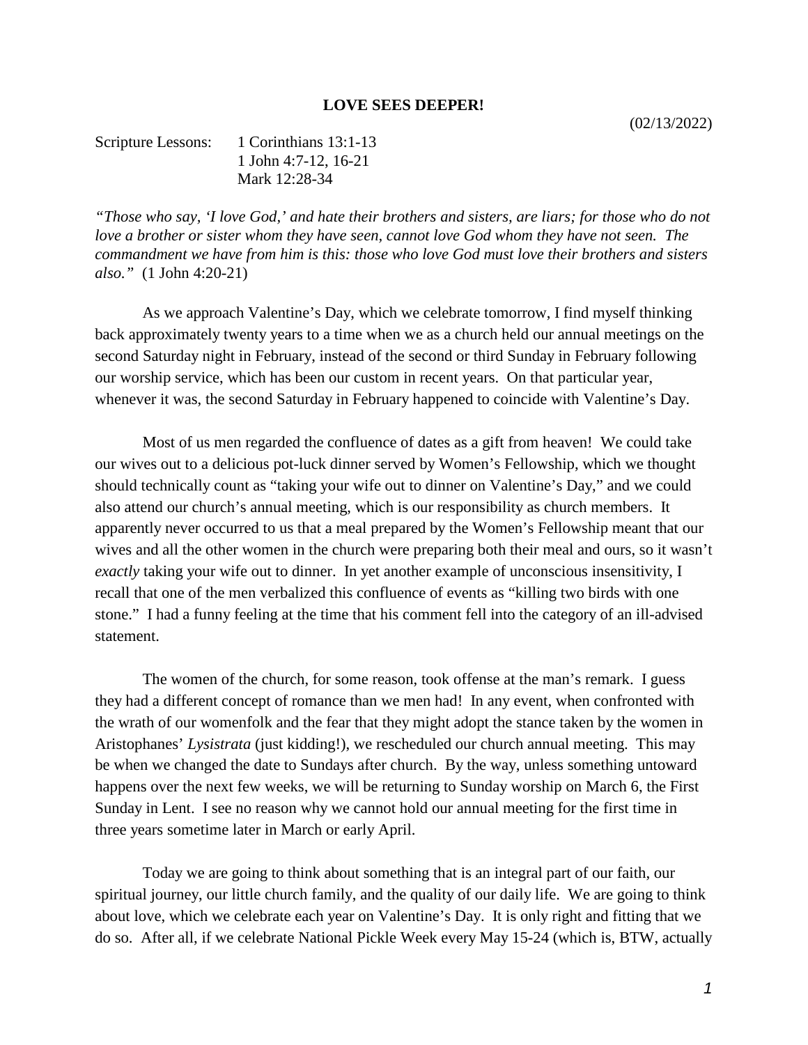# LOVE SEES DEEPER!

(02/13/2022)

Scripture Lessons: 1 Corinthians 13:1-13
1 John 4:7-12, 16-21
Mark 12:28-34

*"Those who say, 'I love God,' and hate their brothers and sisters, are liars; for those who do not love a brother or sister whom they have seen, cannot love God whom they have not seen. The commandment we have from him is this: those who love God must love their brothers and sisters also."* (1 John 4:20-21)

As we approach Valentine's Day, which we celebrate tomorrow, I find myself thinking back approximately twenty years to a time when we as a church held our annual meetings on the second Saturday night in February, instead of the second or third Sunday in February following our worship service, which has been our custom in recent years. On that particular year, whenever it was, the second Saturday in February happened to coincide with Valentine's Day.

Most of us men regarded the confluence of dates as a gift from heaven! We could take our wives out to a delicious pot-luck dinner served by Women's Fellowship, which we thought should technically count as "taking your wife out to dinner on Valentine's Day," and we could also attend our church's annual meeting, which is our responsibility as church members. It apparently never occurred to us that a meal prepared by the Women's Fellowship meant that our wives and all the other women in the church were preparing both their meal and ours, so it wasn't *exactly* taking your wife out to dinner. In yet another example of unconscious insensitivity, I recall that one of the men verbalized this confluence of events as "killing two birds with one stone." I had a funny feeling at the time that his comment fell into the category of an ill-advised statement.

The women of the church, for some reason, took offense at the man's remark. I guess they had a different concept of romance than we men had! In any event, when confronted with the wrath of our womenfolk and the fear that they might adopt the stance taken by the women in Aristophanes' *Lysistrata* (just kidding!), we rescheduled our church annual meeting. This may be when we changed the date to Sundays after church. By the way, unless something untoward happens over the next few weeks, we will be returning to Sunday worship on March 6, the First Sunday in Lent. I see no reason why we cannot hold our annual meeting for the first time in three years sometime later in March or early April.

Today we are going to think about something that is an integral part of our faith, our spiritual journey, our little church family, and the quality of our daily life. We are going to think about love, which we celebrate each year on Valentine's Day. It is only right and fitting that we do so. After all, if we celebrate National Pickle Week every May 15-24 (which is, BTW, actually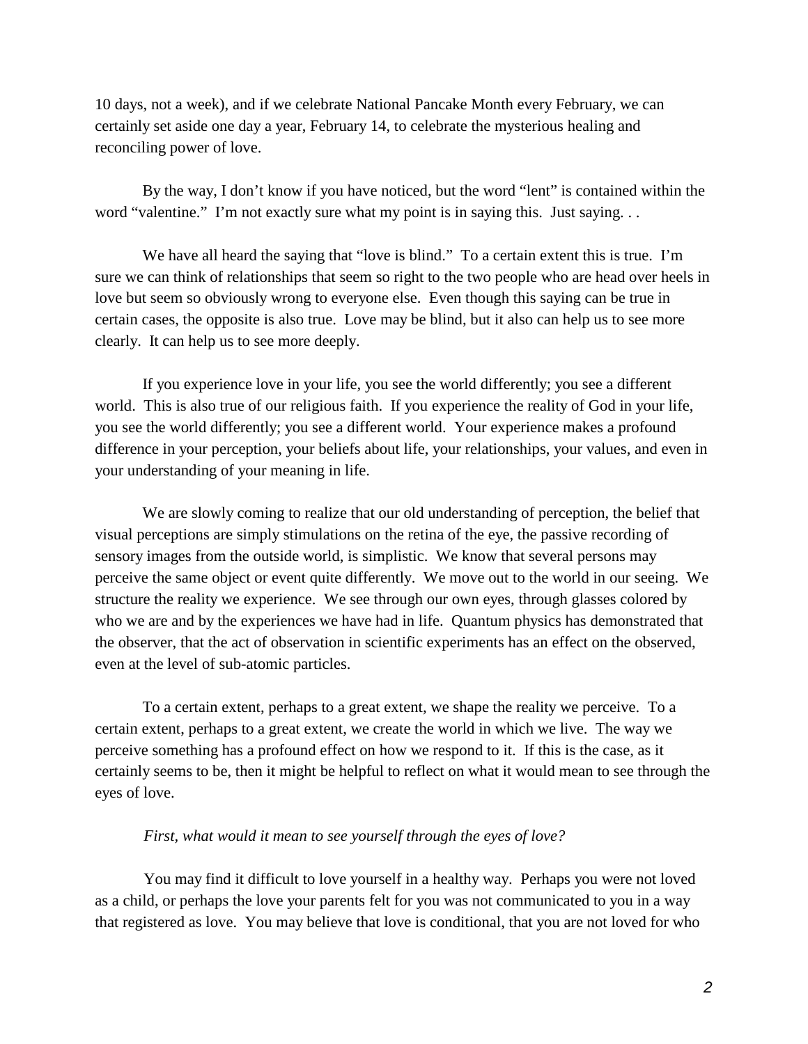10 days, not a week), and if we celebrate National Pancake Month every February, we can certainly set aside one day a year, February 14, to celebrate the mysterious healing and reconciling power of love.

By the way, I don't know if you have noticed, but the word "lent" is contained within the word "valentine." I'm not exactly sure what my point is in saying this. Just saying. . .

We have all heard the saying that "love is blind." To a certain extent this is true. I'm sure we can think of relationships that seem so right to the two people who are head over heels in love but seem so obviously wrong to everyone else. Even though this saying can be true in certain cases, the opposite is also true. Love may be blind, but it also can help us to see more clearly. It can help us to see more deeply.

If you experience love in your life, you see the world differently; you see a different world. This is also true of our religious faith. If you experience the reality of God in your life, you see the world differently; you see a different world. Your experience makes a profound difference in your perception, your beliefs about life, your relationships, your values, and even in your understanding of your meaning in life.

We are slowly coming to realize that our old understanding of perception, the belief that visual perceptions are simply stimulations on the retina of the eye, the passive recording of sensory images from the outside world, is simplistic. We know that several persons may perceive the same object or event quite differently. We move out to the world in our seeing. We structure the reality we experience. We see through our own eyes, through glasses colored by who we are and by the experiences we have had in life. Quantum physics has demonstrated that the observer, that the act of observation in scientific experiments has an effect on the observed, even at the level of sub-atomic particles.

To a certain extent, perhaps to a great extent, we shape the reality we perceive. To a certain extent, perhaps to a great extent, we create the world in which we live. The way we perceive something has a profound effect on how we respond to it. If this is the case, as it certainly seems to be, then it might be helpful to reflect on what it would mean to see through the eyes of love.

*First, what would it mean to see yourself through the eyes of love?*

You may find it difficult to love yourself in a healthy way. Perhaps you were not loved as a child, or perhaps the love your parents felt for you was not communicated to you in a way that registered as love. You may believe that love is conditional, that you are not loved for who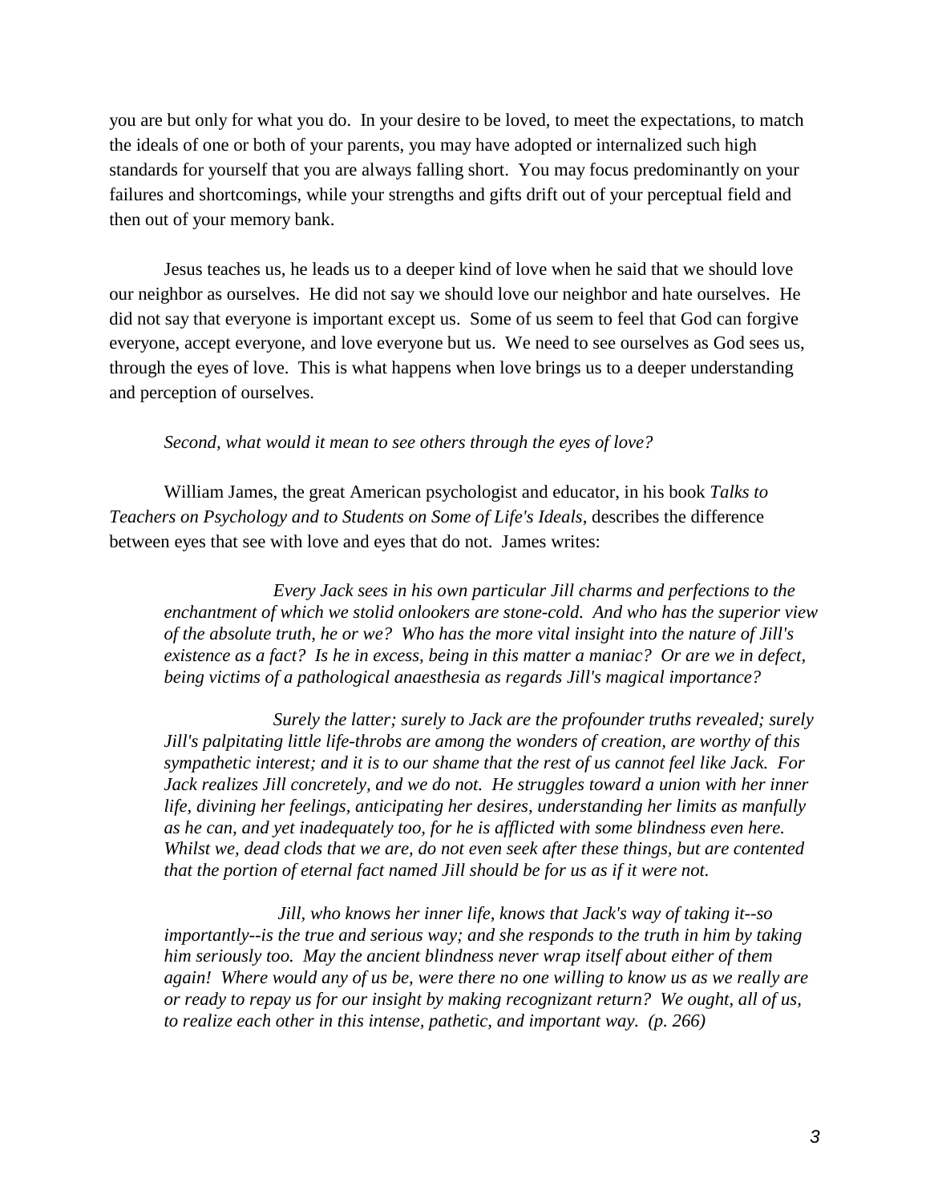you are but only for what you do. In your desire to be loved, to meet the expectations, to match the ideals of one or both of your parents, you may have adopted or internalized such high standards for yourself that you are always falling short. You may focus predominantly on your failures and shortcomings, while your strengths and gifts drift out of your perceptual field and then out of your memory bank.

Jesus teaches us, he leads us to a deeper kind of love when he said that we should love our neighbor as ourselves. He did not say we should love our neighbor and hate ourselves. He did not say that everyone is important except us. Some of us seem to feel that God can forgive everyone, accept everyone, and love everyone but us. We need to see ourselves as God sees us, through the eyes of love. This is what happens when love brings us to a deeper understanding and perception of ourselves.

*Second, what would it mean to see others through the eyes of love?*

William James, the great American psychologist and educator, in his book *Talks to Teachers on Psychology and to Students on Some of Life's Ideals*, describes the difference between eyes that see with love and eyes that do not. James writes:

> *Every Jack sees in his own particular Jill charms and perfections to the enchantment of which we stolid onlookers are stone-cold. And who has the superior view of the absolute truth, he or we? Who has the more vital insight into the nature of Jill's existence as a fact? Is he in excess, being in this matter a maniac? Or are we in defect, being victims of a pathological anaesthesia as regards Jill's magical importance?*
>
> *Surely the latter; surely to Jack are the profounder truths revealed; surely Jill's palpitating little life-throbs are among the wonders of creation, are worthy of this sympathetic interest; and it is to our shame that the rest of us cannot feel like Jack. For Jack realizes Jill concretely, and we do not. He struggles toward a union with her inner life, divining her feelings, anticipating her desires, understanding her limits as manfully as he can, and yet inadequately too, for he is afflicted with some blindness even here. Whilst we, dead clods that we are, do not even seek after these things, but are contented that the portion of eternal fact named Jill should be for us as if it were not.*
>
> *Jill, who knows her inner life, knows that Jack's way of taking it--so importantly--is the true and serious way; and she responds to the truth in him by taking him seriously too. May the ancient blindness never wrap itself about either of them again! Where would any of us be, were there no one willing to know us as we really are or ready to repay us for our insight by making recognizant return? We ought, all of us, to realize each other in this intense, pathetic, and important way. (p. 266)*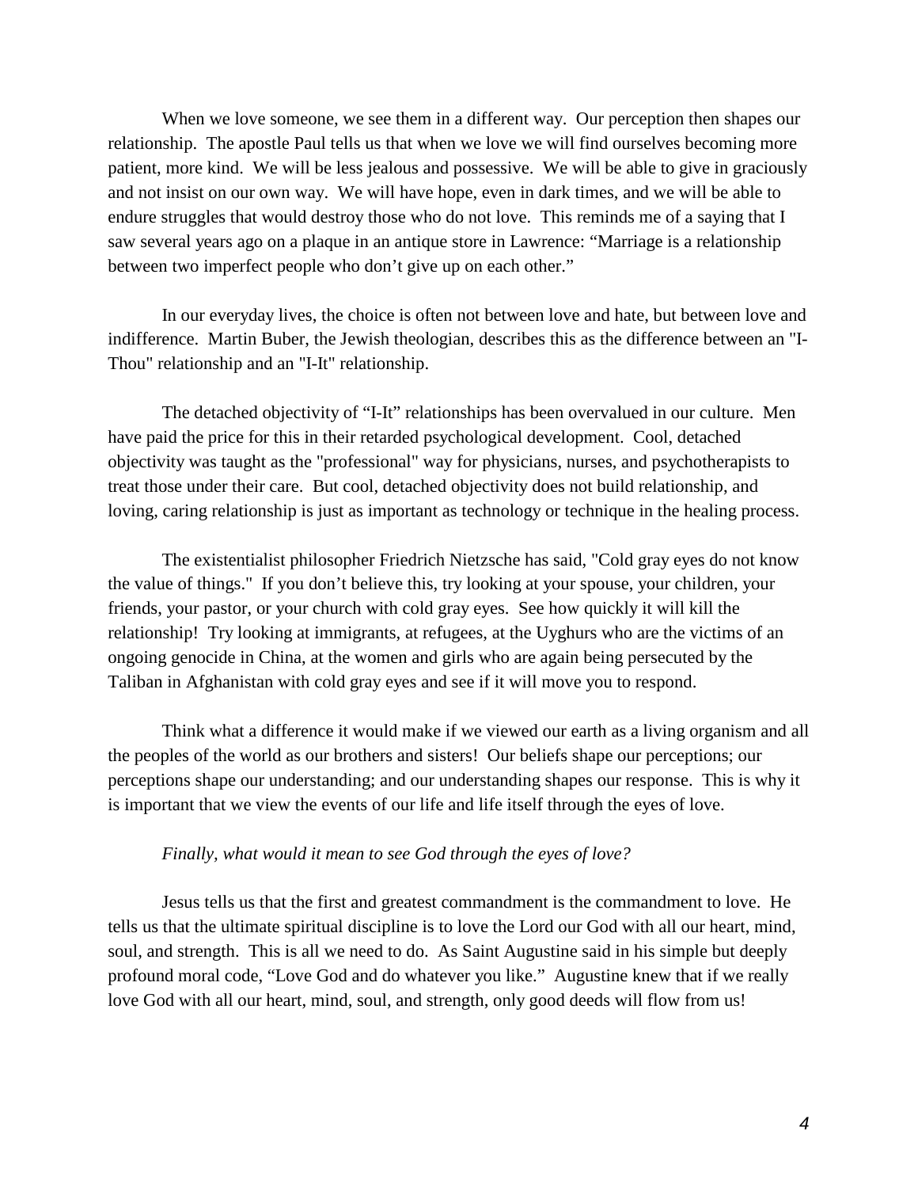When we love someone, we see them in a different way. Our perception then shapes our relationship. The apostle Paul tells us that when we love we will find ourselves becoming more patient, more kind. We will be less jealous and possessive. We will be able to give in graciously and not insist on our own way. We will have hope, even in dark times, and we will be able to endure struggles that would destroy those who do not love. This reminds me of a saying that I saw several years ago on a plaque in an antique store in Lawrence: "Marriage is a relationship between two imperfect people who don't give up on each other."

In our everyday lives, the choice is often not between love and hate, but between love and indifference. Martin Buber, the Jewish theologian, describes this as the difference between an "I-Thou" relationship and an "I-It" relationship.

The detached objectivity of "I-It" relationships has been overvalued in our culture. Men have paid the price for this in their retarded psychological development. Cool, detached objectivity was taught as the "professional" way for physicians, nurses, and psychotherapists to treat those under their care. But cool, detached objectivity does not build relationship, and loving, caring relationship is just as important as technology or technique in the healing process.

The existentialist philosopher Friedrich Nietzsche has said, "Cold gray eyes do not know the value of things." If you don't believe this, try looking at your spouse, your children, your friends, your pastor, or your church with cold gray eyes. See how quickly it will kill the relationship! Try looking at immigrants, at refugees, at the Uyghurs who are the victims of an ongoing genocide in China, at the women and girls who are again being persecuted by the Taliban in Afghanistan with cold gray eyes and see if it will move you to respond.

Think what a difference it would make if we viewed our earth as a living organism and all the peoples of the world as our brothers and sisters! Our beliefs shape our perceptions; our perceptions shape our understanding; and our understanding shapes our response. This is why it is important that we view the events of our life and life itself through the eyes of love.

*Finally, what would it mean to see God through the eyes of love?*

Jesus tells us that the first and greatest commandment is the commandment to love. He tells us that the ultimate spiritual discipline is to love the Lord our God with all our heart, mind, soul, and strength. This is all we need to do. As Saint Augustine said in his simple but deeply profound moral code, "Love God and do whatever you like." Augustine knew that if we really love God with all our heart, mind, soul, and strength, only good deeds will flow from us!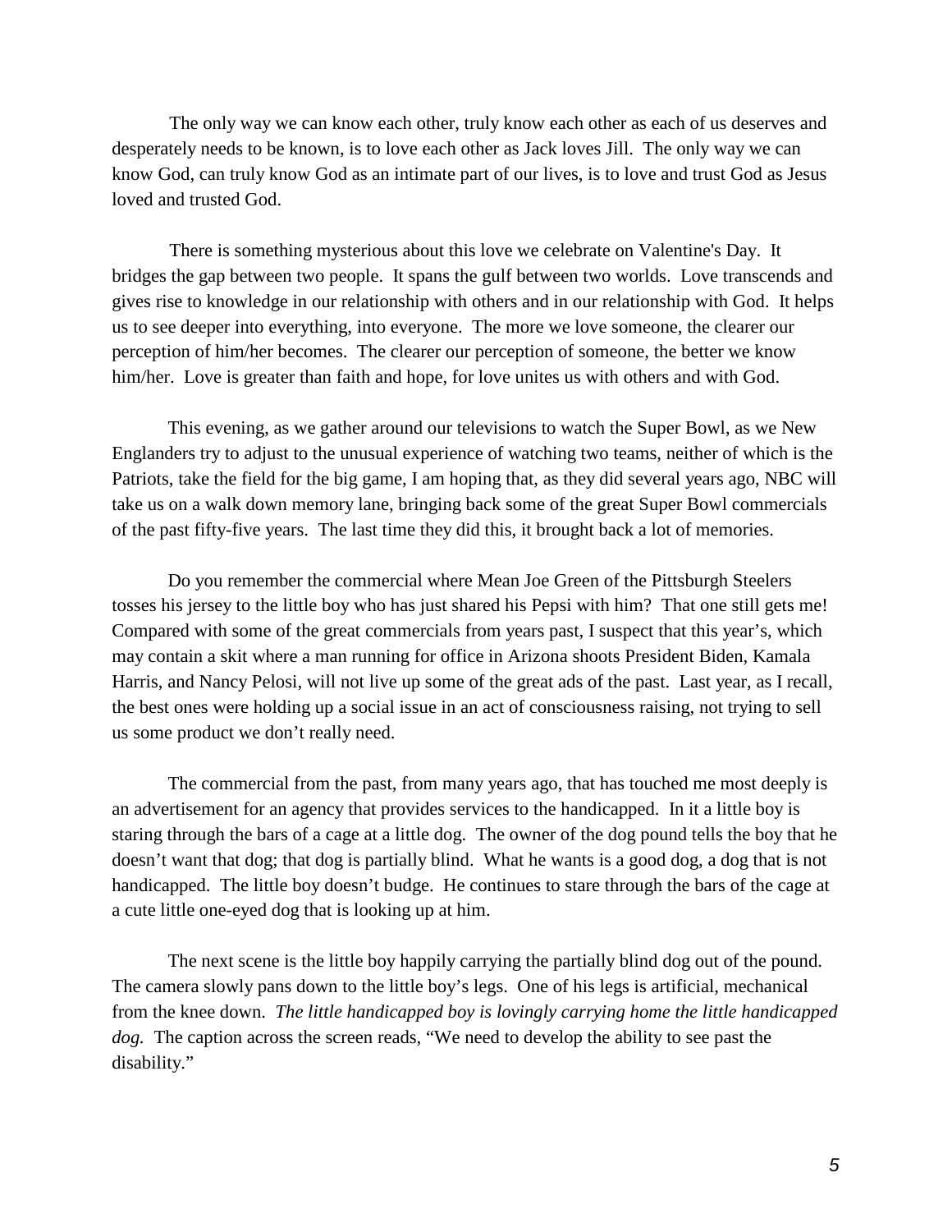The only way we can know each other, truly know each other as each of us deserves and desperately needs to be known, is to love each other as Jack loves Jill. The only way we can know God, can truly know God as an intimate part of our lives, is to love and trust God as Jesus loved and trusted God.

There is something mysterious about this love we celebrate on Valentine's Day. It bridges the gap between two people. It spans the gulf between two worlds. Love transcends and gives rise to knowledge in our relationship with others and in our relationship with God. It helps us to see deeper into everything, into everyone. The more we love someone, the clearer our perception of him/her becomes. The clearer our perception of someone, the better we know him/her. Love is greater than faith and hope, for love unites us with others and with God.

This evening, as we gather around our televisions to watch the Super Bowl, as we New Englanders try to adjust to the unusual experience of watching two teams, neither of which is the Patriots, take the field for the big game, I am hoping that, as they did several years ago, NBC will take us on a walk down memory lane, bringing back some of the great Super Bowl commercials of the past fifty-five years. The last time they did this, it brought back a lot of memories.

Do you remember the commercial where Mean Joe Green of the Pittsburgh Steelers tosses his jersey to the little boy who has just shared his Pepsi with him? That one still gets me! Compared with some of the great commercials from years past, I suspect that this year's, which may contain a skit where a man running for office in Arizona shoots President Biden, Kamala Harris, and Nancy Pelosi, will not live up some of the great ads of the past. Last year, as I recall, the best ones were holding up a social issue in an act of consciousness raising, not trying to sell us some product we don't really need.

The commercial from the past, from many years ago, that has touched me most deeply is an advertisement for an agency that provides services to the handicapped. In it a little boy is staring through the bars of a cage at a little dog. The owner of the dog pound tells the boy that he doesn't want that dog; that dog is partially blind. What he wants is a good dog, a dog that is not handicapped. The little boy doesn't budge. He continues to stare through the bars of the cage at a cute little one-eyed dog that is looking up at him.

The next scene is the little boy happily carrying the partially blind dog out of the pound. The camera slowly pans down to the little boy's legs. One of his legs is artificial, mechanical from the knee down. *The little handicapped boy is lovingly carrying home the little handicapped dog.* The caption across the screen reads, "We need to develop the ability to see past the disability."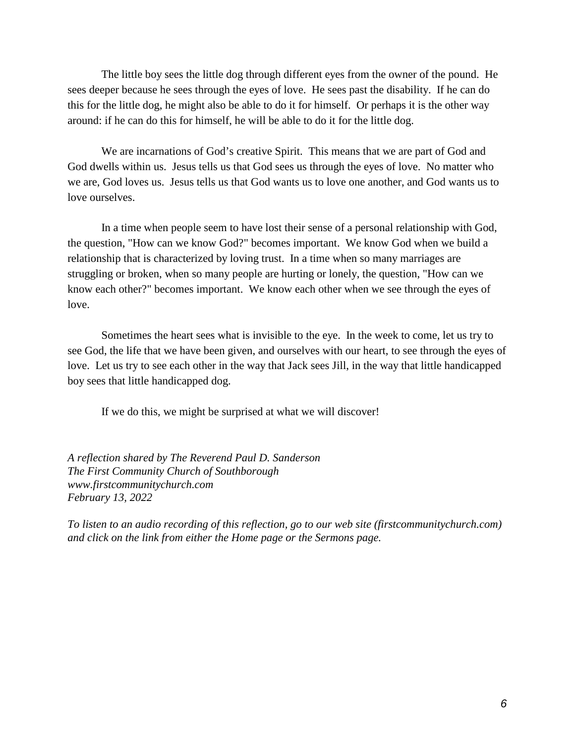The little boy sees the little dog through different eyes from the owner of the pound. He sees deeper because he sees through the eyes of love. He sees past the disability. If he can do this for the little dog, he might also be able to do it for himself. Or perhaps it is the other way around: if he can do this for himself, he will be able to do it for the little dog.

We are incarnations of God's creative Spirit. This means that we are part of God and God dwells within us. Jesus tells us that God sees us through the eyes of love. No matter who we are, God loves us. Jesus tells us that God wants us to love one another, and God wants us to love ourselves.

In a time when people seem to have lost their sense of a personal relationship with God, the question, "How can we know God?" becomes important. We know God when we build a relationship that is characterized by loving trust. In a time when so many marriages are struggling or broken, when so many people are hurting or lonely, the question, "How can we know each other?" becomes important. We know each other when we see through the eyes of love.

Sometimes the heart sees what is invisible to the eye. In the week to come, let us try to see God, the life that we have been given, and ourselves with our heart, to see through the eyes of love. Let us try to see each other in the way that Jack sees Jill, in the way that little handicapped boy sees that little handicapped dog.

If we do this, we might be surprised at what we will discover!

*A reflection shared by The Reverend Paul D. Sanderson*
*The First Community Church of Southborough*
*www.firstcommunitychurch.com*
*February 13, 2022*

*To listen to an audio recording of this reflection, go to our web site (firstcommunitychurch.com) and click on the link from either the Home page or the Sermons page.*